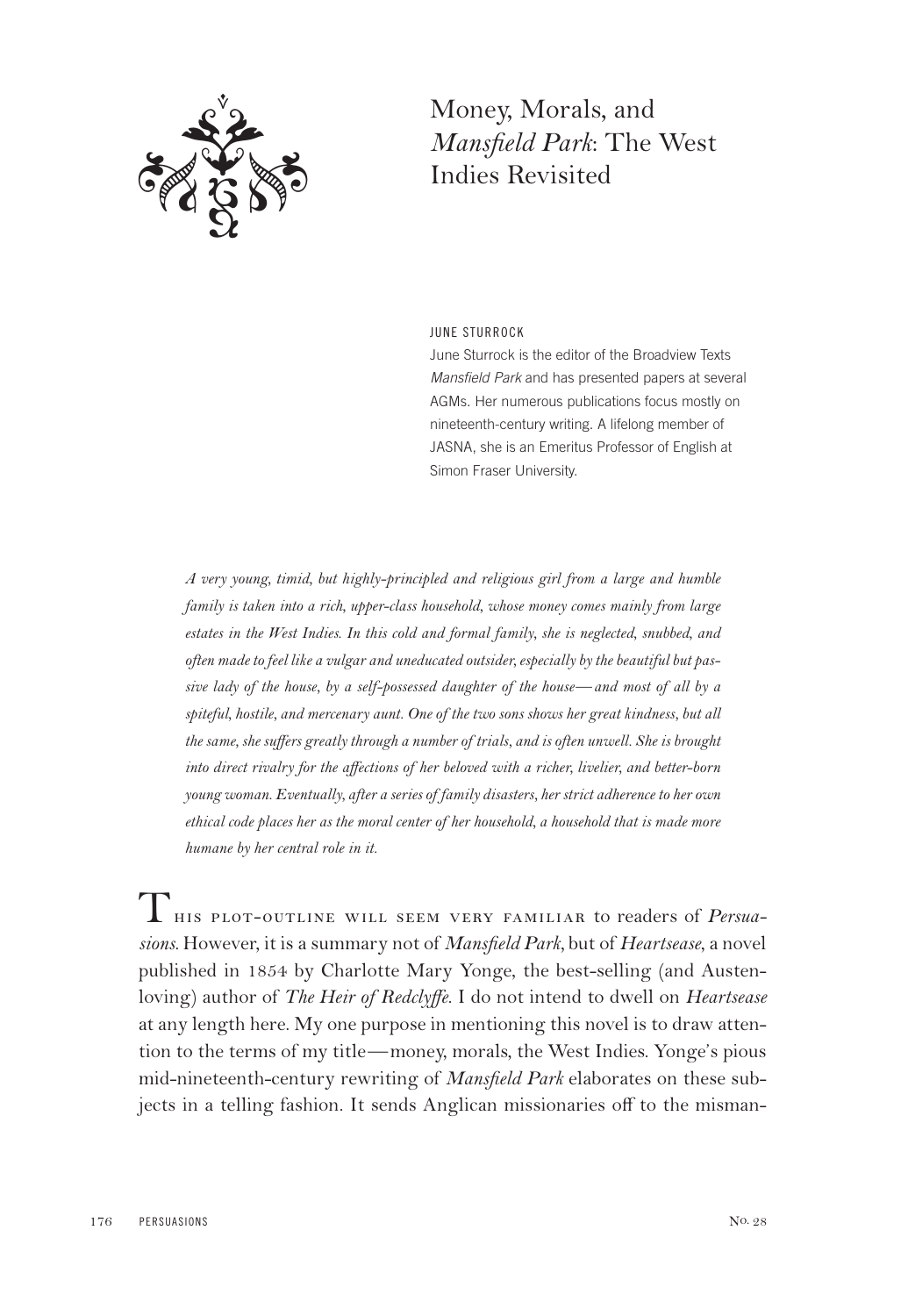# Money, Morals, and *Mansfield Park*: The West Indies Revisited

JUNE STURROCK

June Sturrock is the editor of the Broadview Texts *Mansfield Park* and has presented papers at several AGMs. Her numerous publications focus mostly on nineteenth-century writing. A lifelong member of JASNA, she is an Emeritus Professor of English at Simon Fraser University.

*A very young, timid, but highly-principled and religious girl from a large and humble family is taken into a rich, upper-class household, whose money comes mainly from large estates in the West Indies. In this cold and formal family, she is neglected, snubbed, and often made to feel like a vulgar and uneducated outsider, especially by the beautiful but passive lady of the house, by a self-possessed daughter of the house—and most of all by a spiteful, hostile, and mercenary aunt. One of the two sons shows her great kindness, but all the same, she suffers greatly through a number of trials, and is often unwell. She is brought into direct rivalry for the affections of her beloved with a richer, livelier, and better-born young woman. Eventually, after a series of family disasters, her strict adherence to her own ethical code places her as the moral center of her household, a household that is made more humane by her central role in it.*

This plot-outline will seem very familiar to readers of *Persuasions*. However, it is a summary not of *Mansfield Park*, but of *Heartsease*, a novel published in 1854 by Charlotte Mary Yonge, the best-selling (and Austen-loving) author of *The Heir of Redclyffe*. I do not intend to dwell on *Heartsease* at any length here. My one purpose in mentioning this novel is to draw attention to the terms of my title—money, morals, the West Indies. Yonge's pious mid-nineteenth-century rewriting of *Mansfield Park* elaborates on these subjects in a telling fashion. It sends Anglican missionaries off to the misman-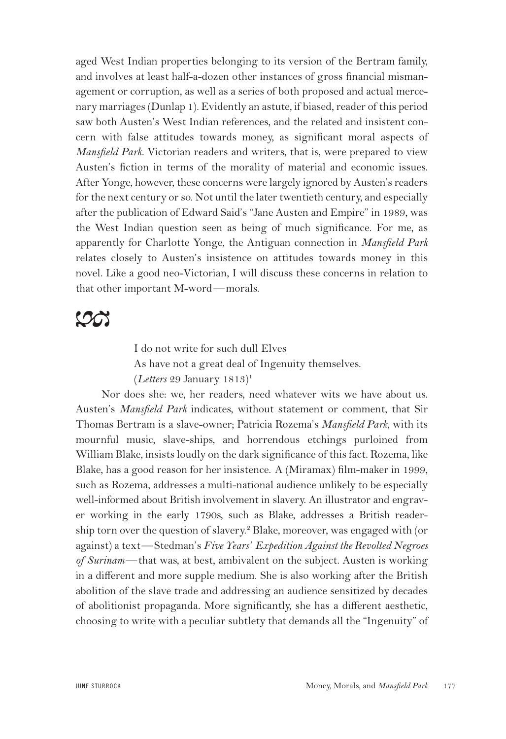aged West Indian properties belonging to its version of the Bertram family, and involves at least half-a-dozen other instances of gross financial mismanagement or corruption, as well as a series of both proposed and actual mercenary marriages (Dunlap 1). Evidently an astute, if biased, reader of this period saw both Austen's West Indian references, and the related and insistent concern with false attitudes towards money, as significant moral aspects of *Mansfield Park*. Victorian readers and writers, that is, were prepared to view Austen's fiction in terms of the morality of material and economic issues. After Yonge, however, these concerns were largely ignored by Austen's readers for the next century or so. Not until the later twentieth century, and especially after the publication of Edward Said's "Jane Austen and Empire" in 1989, was the West Indian question seen as being of much significance. For me, as apparently for Charlotte Yonge, the Antiguan connection in *Mansfield Park* relates closely to Austen's insistence on attitudes towards money in this novel. Like a good neo-Victorian, I will discuss these concerns in relation to that other important M-word—morals.

> I do not write for such dull Elves
> As have not a great deal of Ingenuity themselves.
> (*Letters* 29 January 1813)[1]

Nor does she: we, her readers, need whatever wits we have about us. Austen's *Mansfield Park* indicates, without statement or comment, that Sir Thomas Bertram is a slave-owner; Patricia Rozema's *Mansfield Park*, with its mournful music, slave-ships, and horrendous etchings purloined from William Blake, insists loudly on the dark significance of this fact. Rozema, like Blake, has a good reason for her insistence. A (Miramax) film-maker in 1999, such as Rozema, addresses a multi-national audience unlikely to be especially well-informed about British involvement in slavery. An illustrator and engraver working in the early 1790s, such as Blake, addresses a British readership torn over the question of slavery.[2] Blake, moreover, was engaged with (or against) a text—Stedman's *Five Years' Expedition Against the Revolted Negroes of Surinam*—that was, at best, ambivalent on the subject. Austen is working in a different and more supple medium. She is also working after the British abolition of the slave trade and addressing an audience sensitized by decades of abolitionist propaganda. More significantly, she has a different aesthetic, choosing to write with a peculiar subtlety that demands all the "Ingenuity" of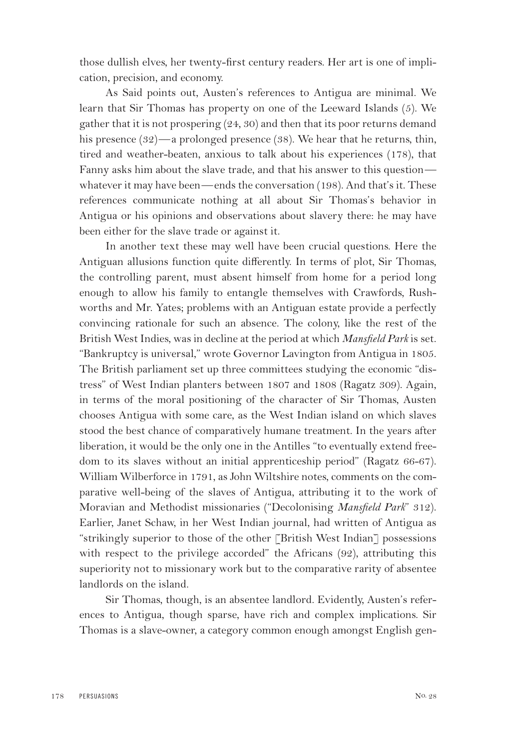those dullish elves, her twenty-first century readers. Her art is one of implication, precision, and economy.

As Said points out, Austen's references to Antigua are minimal. We learn that Sir Thomas has property on one of the Leeward Islands (5). We gather that it is not prospering (24, 30) and then that its poor returns demand his presence (32)—a prolonged presence (38). We hear that he returns, thin, tired and weather-beaten, anxious to talk about his experiences (178), that Fanny asks him about the slave trade, and that his answer to this question—whatever it may have been—ends the conversation (198). And that's it. These references communicate nothing at all about Sir Thomas's behavior in Antigua or his opinions and observations about slavery there: he may have been either for the slave trade or against it.

In another text these may well have been crucial questions. Here the Antiguan allusions function quite differently. In terms of plot, Sir Thomas, the controlling parent, must absent himself from home for a period long enough to allow his family to entangle themselves with Crawfords, Rushworths and Mr. Yates; problems with an Antiguan estate provide a perfectly convincing rationale for such an absence. The colony, like the rest of the British West Indies, was in decline at the period at which *Mansfield Park* is set. "Bankruptcy is universal," wrote Governor Lavington from Antigua in 1805. The British parliament set up three committees studying the economic "distress" of West Indian planters between 1807 and 1808 (Ragatz 309). Again, in terms of the moral positioning of the character of Sir Thomas, Austen chooses Antigua with some care, as the West Indian island on which slaves stood the best chance of comparatively humane treatment. In the years after liberation, it would be the only one in the Antilles "to eventually extend freedom to its slaves without an initial apprenticeship period" (Ragatz 66-67). William Wilberforce in 1791, as John Wiltshire notes, comments on the comparative well-being of the slaves of Antigua, attributing it to the work of Moravian and Methodist missionaries ("Decolonising *Mansfield Park*" 312). Earlier, Janet Schaw, in her West Indian journal, had written of Antigua as "strikingly superior to those of the other [British West Indian] possessions with respect to the privilege accorded" the Africans (92), attributing this superiority not to missionary work but to the comparative rarity of absentee landlords on the island.

Sir Thomas, though, is an absentee landlord. Evidently, Austen's references to Antigua, though sparse, have rich and complex implications. Sir Thomas is a slave-owner, a category common enough amongst English gen-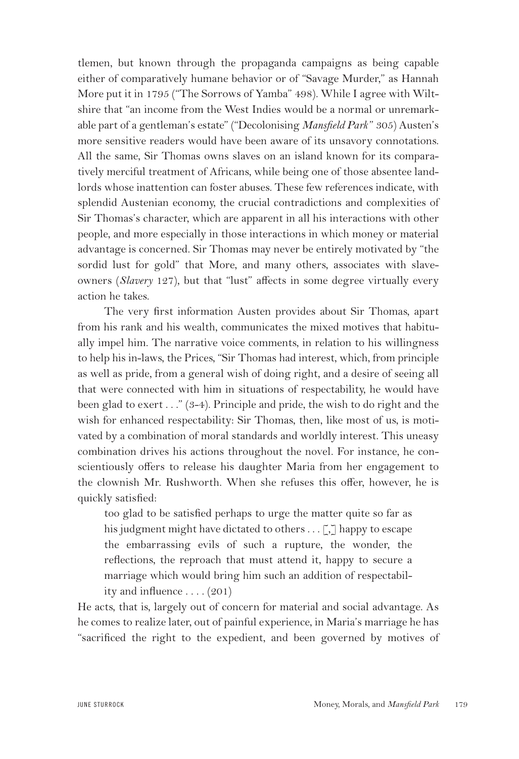tlemen, but known through the propaganda campaigns as being capable either of comparatively humane behavior or of "Savage Murder," as Hannah More put it in 1795 ("The Sorrows of Yamba" 498). While I agree with Wiltshire that "an income from the West Indies would be a normal or unremarkable part of a gentleman's estate" ("Decolonising *Mansfield Park*" 305) Austen's more sensitive readers would have been aware of its unsavory connotations. All the same, Sir Thomas owns slaves on an island known for its comparatively merciful treatment of Africans, while being one of those absentee landlords whose inattention can foster abuses. These few references indicate, with splendid Austenian economy, the crucial contradictions and complexities of Sir Thomas's character, which are apparent in all his interactions with other people, and more especially in those interactions in which money or material advantage is concerned. Sir Thomas may never be entirely motivated by "the sordid lust for gold" that More, and many others, associates with slave-owners (*Slavery* 127), but that "lust" affects in some degree virtually every action he takes.

The very first information Austen provides about Sir Thomas, apart from his rank and his wealth, communicates the mixed motives that habitually impel him. The narrative voice comments, in relation to his willingness to help his in-laws, the Prices, "Sir Thomas had interest, which, from principle as well as pride, from a general wish of doing right, and a desire of seeing all that were connected with him in situations of respectability, he would have been glad to exert . . ." (3-4). Principle and pride, the wish to do right and the wish for enhanced respectability: Sir Thomas, then, like most of us, is motivated by a combination of moral standards and worldly interest. This uneasy combination drives his actions throughout the novel. For instance, he conscientiously offers to release his daughter Maria from her engagement to the clownish Mr. Rushworth. When she refuses this offer, however, he is quickly satisfied:

> too glad to be satisfied perhaps to urge the matter quite so far as his judgment might have dictated to others . . . [,] happy to escape the embarrassing evils of such a rupture, the wonder, the reflections, the reproach that must attend it, happy to secure a marriage which would bring him such an addition of respectability and influence . . . . (201)

He acts, that is, largely out of concern for material and social advantage. As he comes to realize later, out of painful experience, in Maria's marriage he has "sacrificed the right to the expedient, and been governed by motives of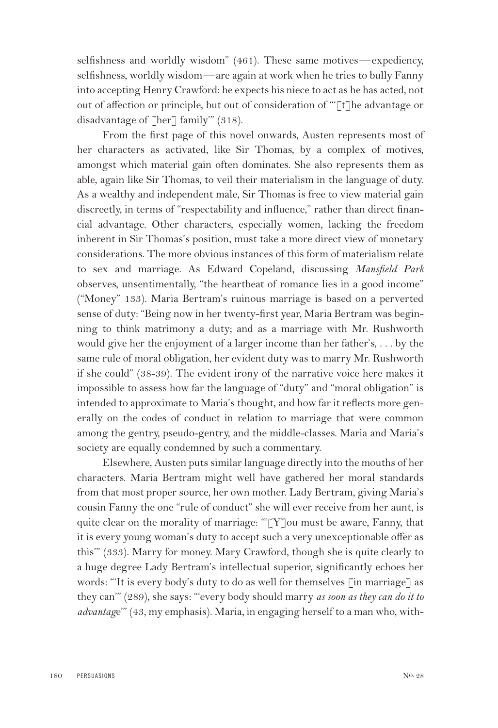selfishness and worldly wisdom" (461). These same motives—expediency, selfishness, worldly wisdom—are again at work when he tries to bully Fanny into accepting Henry Crawford: he expects his niece to act as he has acted, not out of affection or principle, but out of consideration of "'[t]he advantage or disadvantage of [her] family'" (318).

From the first page of this novel onwards, Austen represents most of her characters as activated, like Sir Thomas, by a complex of motives, amongst which material gain often dominates. She also represents them as able, again like Sir Thomas, to veil their materialism in the language of duty. As a wealthy and independent male, Sir Thomas is free to view material gain discreetly, in terms of "respectability and influence," rather than direct financial advantage. Other characters, especially women, lacking the freedom inherent in Sir Thomas's position, must take a more direct view of monetary considerations. The more obvious instances of this form of materialism relate to sex and marriage. As Edward Copeland, discussing *Mansfield Park* observes, unsentimentally, "the heartbeat of romance lies in a good income" ("Money" 133). Maria Bertram's ruinous marriage is based on a perverted sense of duty: "Being now in her twenty-first year, Maria Bertram was beginning to think matrimony a duty; and as a marriage with Mr. Rushworth would give her the enjoyment of a larger income than her father's, . . . by the same rule of moral obligation, her evident duty was to marry Mr. Rushworth if she could" (38-39). The evident irony of the narrative voice here makes it impossible to assess how far the language of "duty" and "moral obligation" is intended to approximate to Maria's thought, and how far it reflects more generally on the codes of conduct in relation to marriage that were common among the gentry, pseudo-gentry, and the middle-classes. Maria and Maria's society are equally condemned by such a commentary.

Elsewhere, Austen puts similar language directly into the mouths of her characters. Maria Bertram might well have gathered her moral standards from that most proper source, her own mother. Lady Bertram, giving Maria's cousin Fanny the one "rule of conduct" she will ever receive from her aunt, is quite clear on the morality of marriage: "'[Y]ou must be aware, Fanny, that it is every young woman's duty to accept such a very unexceptionable offer as this'" (333). Marry for money. Mary Crawford, though she is quite clearly to a huge degree Lady Bertram's intellectual superior, significantly echoes her words: "'It is every body's duty to do as well for themselves [in marriage] as they can'" (289), she says: "'every body should marry *as soon as they can do it to advantage*'" (43, my emphasis). Maria, in engaging herself to a man who, with-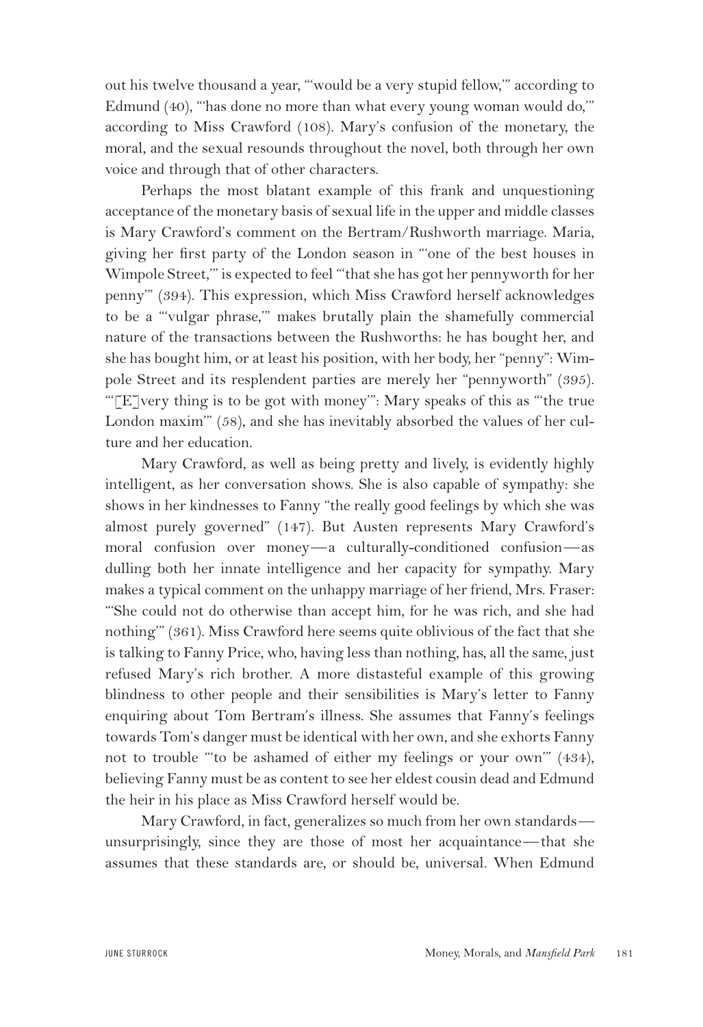out his twelve thousand a year, "'would be a very stupid fellow,'" according to Edmund (40), "'has done no more than what every young woman would do,'" according to Miss Crawford (108). Mary's confusion of the monetary, the moral, and the sexual resounds throughout the novel, both through her own voice and through that of other characters.

Perhaps the most blatant example of this frank and unquestioning acceptance of the monetary basis of sexual life in the upper and middle classes is Mary Crawford's comment on the Bertram/Rushworth marriage. Maria, giving her first party of the London season in "'one of the best houses in Wimpole Street,'" is expected to feel "'that she has got her pennyworth for her penny'" (394). This expression, which Miss Crawford herself acknowledges to be a "'vulgar phrase,'" makes brutally plain the shamefully commercial nature of the transactions between the Rushworths: he has bought her, and she has bought him, or at least his position, with her body, her "penny": Wimpole Street and its resplendent parties are merely her "pennyworth" (395). "'[E]very thing is to be got with money'": Mary speaks of this as "'the true London maxim'" (58), and she has inevitably absorbed the values of her culture and her education.

Mary Crawford, as well as being pretty and lively, is evidently highly intelligent, as her conversation shows. She is also capable of sympathy: she shows in her kindnesses to Fanny "the really good feelings by which she was almost purely governed" (147). But Austen represents Mary Crawford's moral confusion over money—a culturally-conditioned confusion—as dulling both her innate intelligence and her capacity for sympathy. Mary makes a typical comment on the unhappy marriage of her friend, Mrs. Fraser: "'She could not do otherwise than accept him, for he was rich, and she had nothing'" (361). Miss Crawford here seems quite oblivious of the fact that she is talking to Fanny Price, who, having less than nothing, has, all the same, just refused Mary's rich brother. A more distasteful example of this growing blindness to other people and their sensibilities is Mary's letter to Fanny enquiring about Tom Bertram's illness. She assumes that Fanny's feelings towards Tom's danger must be identical with her own, and she exhorts Fanny not to trouble "'to be ashamed of either my feelings or your own'" (434), believing Fanny must be as content to see her eldest cousin dead and Edmund the heir in his place as Miss Crawford herself would be.

Mary Crawford, in fact, generalizes so much from her own standards—unsurprisingly, since they are those of most her acquaintance—that she assumes that these standards are, or should be, universal. When Edmund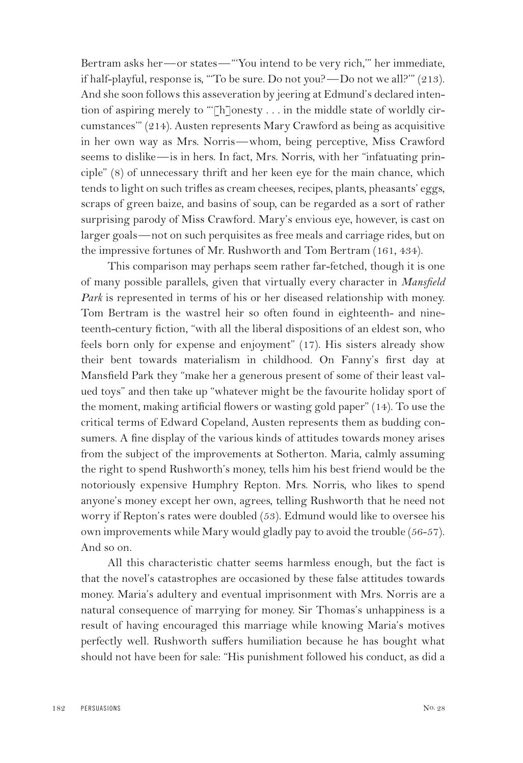Bertram asks her—or states—"'You intend to be very rich,'" her immediate, if half-playful, response is, "'To be sure. Do not you?—Do not we all?'" (213). And she soon follows this asseveration by jeering at Edmund's declared intention of aspiring merely to "'[h]onesty . . . in the middle state of worldly circumstances'" (214). Austen represents Mary Crawford as being as acquisitive in her own way as Mrs. Norris—whom, being perceptive, Miss Crawford seems to dislike—is in hers. In fact, Mrs. Norris, with her "infatuating principle" (8) of unnecessary thrift and her keen eye for the main chance, which tends to light on such trifles as cream cheeses, recipes, plants, pheasants' eggs, scraps of green baize, and basins of soup, can be regarded as a sort of rather surprising parody of Miss Crawford. Mary's envious eye, however, is cast on larger goals—not on such perquisites as free meals and carriage rides, but on the impressive fortunes of Mr. Rushworth and Tom Bertram (161, 434).

This comparison may perhaps seem rather far-fetched, though it is one of many possible parallels, given that virtually every character in *Mansfield Park* is represented in terms of his or her diseased relationship with money. Tom Bertram is the wastrel heir so often found in eighteenth- and nineteenth-century fiction, "with all the liberal dispositions of an eldest son, who feels born only for expense and enjoyment" (17). His sisters already show their bent towards materialism in childhood. On Fanny's first day at Mansfield Park they "make her a generous present of some of their least valued toys" and then take up "whatever might be the favourite holiday sport of the moment, making artificial flowers or wasting gold paper" (14). To use the critical terms of Edward Copeland, Austen represents them as budding consumers. A fine display of the various kinds of attitudes towards money arises from the subject of the improvements at Sotherton. Maria, calmly assuming the right to spend Rushworth's money, tells him his best friend would be the notoriously expensive Humphry Repton. Mrs. Norris, who likes to spend anyone's money except her own, agrees, telling Rushworth that he need not worry if Repton's rates were doubled (53). Edmund would like to oversee his own improvements while Mary would gladly pay to avoid the trouble (56-57). And so on.

All this characteristic chatter seems harmless enough, but the fact is that the novel's catastrophes are occasioned by these false attitudes towards money. Maria's adultery and eventual imprisonment with Mrs. Norris are a natural consequence of marrying for money. Sir Thomas's unhappiness is a result of having encouraged this marriage while knowing Maria's motives perfectly well. Rushworth suffers humiliation because he has bought what should not have been for sale: "His punishment followed his conduct, as did a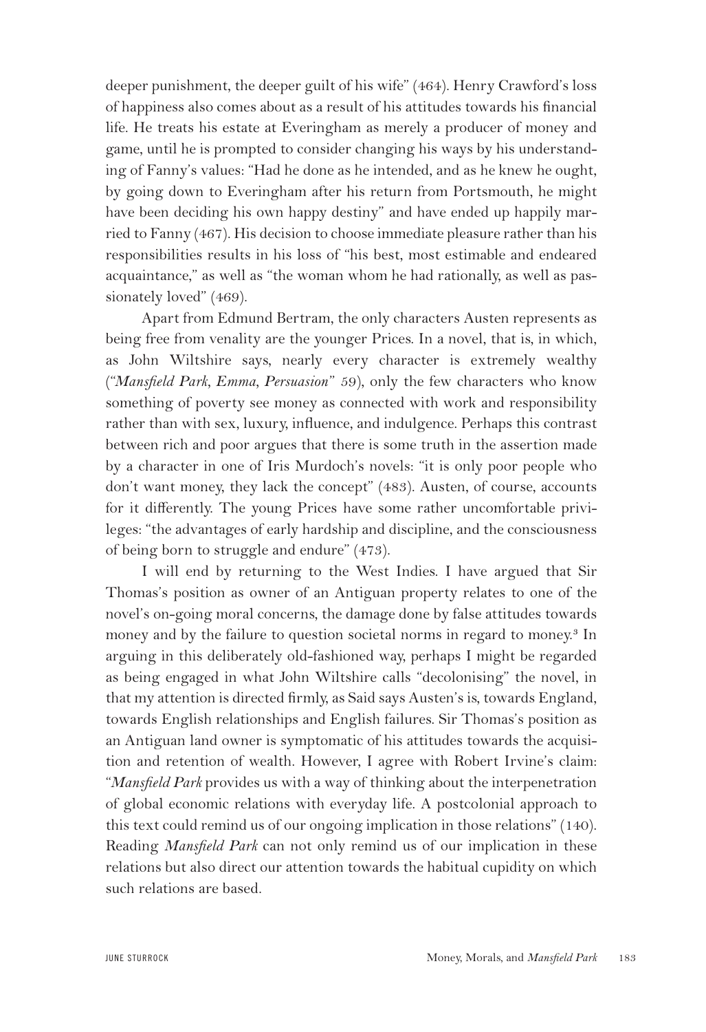deeper punishment, the deeper guilt of his wife" (464). Henry Crawford's loss of happiness also comes about as a result of his attitudes towards his financial life. He treats his estate at Everingham as merely a producer of money and game, until he is prompted to consider changing his ways by his understanding of Fanny's values: "Had he done as he intended, and as he knew he ought, by going down to Everingham after his return from Portsmouth, he might have been deciding his own happy destiny" and have ended up happily married to Fanny (467). His decision to choose immediate pleasure rather than his responsibilities results in his loss of "his best, most estimable and endeared acquaintance," as well as "the woman whom he had rationally, as well as passionately loved" (469).

Apart from Edmund Bertram, the only characters Austen represents as being free from venality are the younger Prices. In a novel, that is, in which, as John Wiltshire says, nearly every character is extremely wealthy ("*Mansfield Park*, *Emma*, *Persuasion*" 59), only the few characters who know something of poverty see money as connected with work and responsibility rather than with sex, luxury, influence, and indulgence. Perhaps this contrast between rich and poor argues that there is some truth in the assertion made by a character in one of Iris Murdoch's novels: "it is only poor people who don't want money, they lack the concept" (483). Austen, of course, accounts for it differently. The young Prices have some rather uncomfortable privileges: "the advantages of early hardship and discipline, and the consciousness of being born to struggle and endure" (473).

I will end by returning to the West Indies. I have argued that Sir Thomas's position as owner of an Antiguan property relates to one of the novel's on-going moral concerns, the damage done by false attitudes towards money and by the failure to question societal norms in regard to money.[3] In arguing in this deliberately old-fashioned way, perhaps I might be regarded as being engaged in what John Wiltshire calls "decolonising" the novel, in that my attention is directed firmly, as Said says Austen's is, towards England, towards English relationships and English failures. Sir Thomas's position as an Antiguan land owner is symptomatic of his attitudes towards the acquisition and retention of wealth. However, I agree with Robert Irvine's claim: "*Mansfield Park* provides us with a way of thinking about the interpenetration of global economic relations with everyday life. A postcolonial approach to this text could remind us of our ongoing implication in those relations" (140). Reading *Mansfield Park* can not only remind us of our implication in these relations but also direct our attention towards the habitual cupidity on which such relations are based.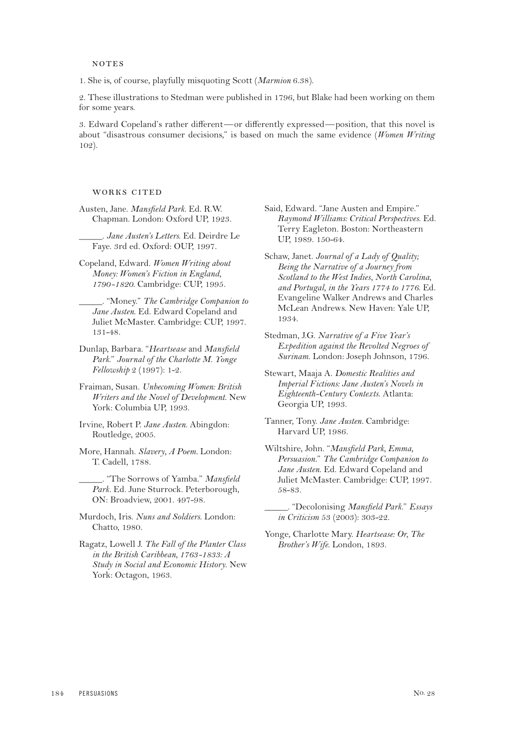## NOTES

1. She is, of course, playfully misquoting Scott (*Marmion* 6.38).

2. These illustrations to Stedman were published in 1796, but Blake had been working on them for some years.

3. Edward Copeland's rather different—or differently expressed—position, that this novel is about "disastrous consumer decisions," is based on much the same evidence (*Women Writing* 102).

## WORKS CITED

Austen, Jane. *Mansfield Park.* Ed. R.W. Chapman. London: Oxford UP, 1923.

_____. *Jane Austen's Letters.* Ed. Deirdre Le Faye. 3rd ed. Oxford: OUP, 1997.

Copeland, Edward. *Women Writing about Money: Women's Fiction in England, 1790-1820.* Cambridge: CUP, 1995.

_____. "Money." *The Cambridge Companion to Jane Austen.* Ed. Edward Copeland and Juliet McMaster. Cambridge: CUP, 1997. 131-48.

Dunlap, Barbara. "*Heartsease* and *Mansfield Park.*" *Journal of the Charlotte M. Yonge Fellowship* 2 (1997): 1-2.

Fraiman, Susan. *Unbecoming Women: British Writers and the Novel of Development.* New York: Columbia UP, 1993.

Irvine, Robert P. *Jane Austen.* Abingdon: Routledge, 2005.

More, Hannah. *Slavery, A Poem.* London: T. Cadell, 1788.

_____. "The Sorrows of Yamba." *Mansfield Park.* Ed. June Sturrock. Peterborough, ON: Broadview, 2001. 497-98.

Murdoch, Iris. *Nuns and Soldiers.* London: Chatto, 1980.

Ragatz, Lowell J. *The Fall of the Planter Class in the British Caribbean, 1763-1833: A Study in Social and Economic History.* New York: Octagon, 1963.

Said, Edward. "Jane Austen and Empire." *Raymond Williams: Critical Perspectives.* Ed. Terry Eagleton. Boston: Northeastern UP, 1989. 150-64.

Schaw, Janet. *Journal of a Lady of Quality; Being the Narrative of a Journey from Scotland to the West Indies, North Carolina, and Portugal, in the Years 1774 to 1776.* Ed. Evangeline Walker Andrews and Charles McLean Andrews. New Haven: Yale UP, 1934.

Stedman, J.G. *Narrative of a Five Year's Expedition against the Revolted Negroes of Surinam.* London: Joseph Johnson, 1796.

Stewart, Maaja A. *Domestic Realities and Imperial Fictions: Jane Austen's Novels in Eighteenth-Century Contexts.* Atlanta: Georgia UP, 1993.

Tanner, Tony. *Jane Austen.* Cambridge: Harvard UP, 1986.

Wiltshire, John. "*Mansfield Park, Emma, Persuasion.*" *The Cambridge Companion to Jane Austen.* Ed. Edward Copeland and Juliet McMaster. Cambridge: CUP, 1997. 58-83.

_____. "Decolonising *Mansfield Park.*" *Essays in Criticism* 53 (2003): 303-22.

Yonge, Charlotte Mary. *Heartsease: Or, The Brother's Wife.* London, 1893.